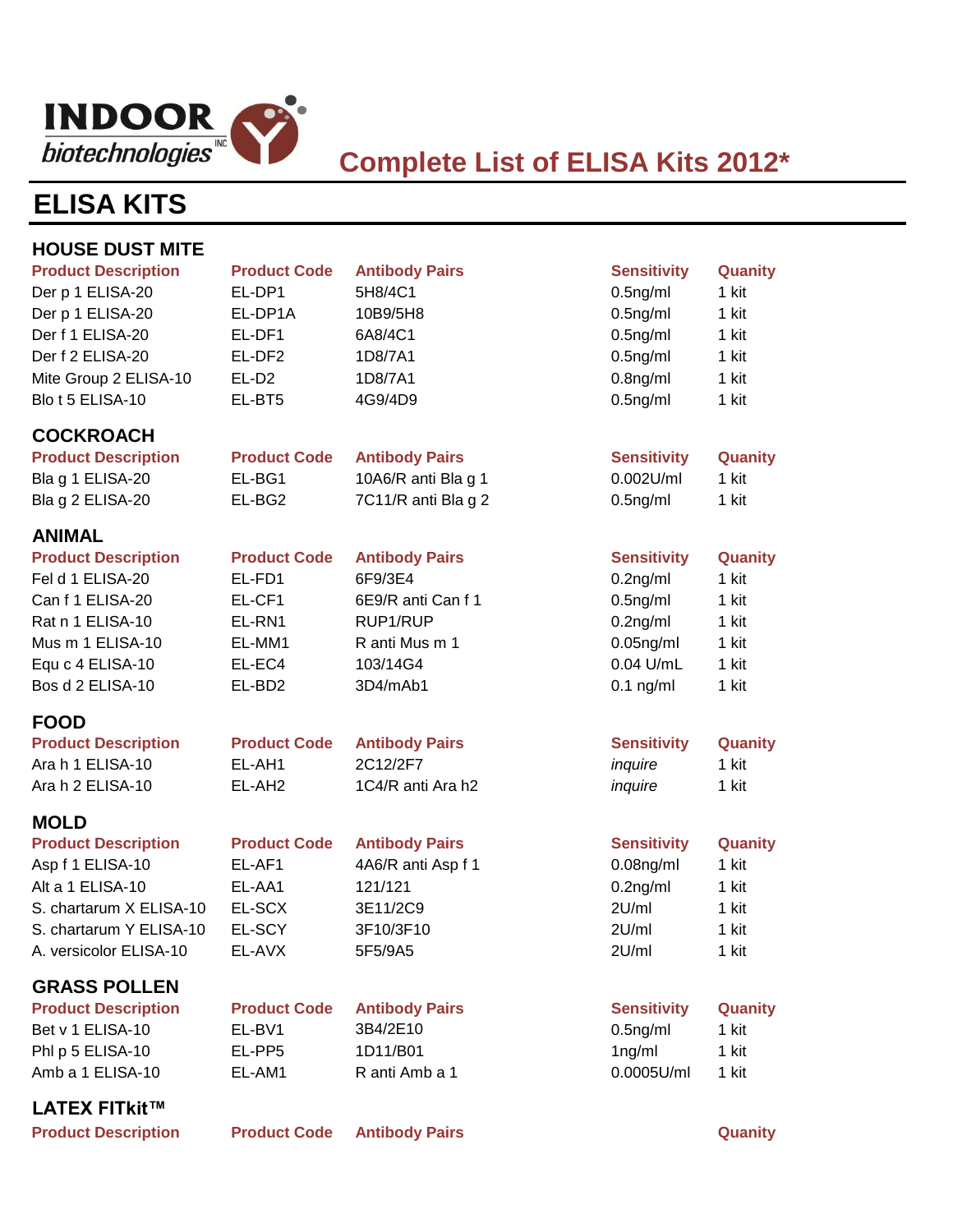INDOOR biotechnologies INC

# Complete List of ELISA Kits 2012*

## ELISA KITS

### HOUSE DUST MITE

| Product Description | Product Code | Antibody Pairs | Sensitivity | Quanity |
|---|---|---|---|---|
| Der p 1 ELISA-20 | EL-DP1 | 5H8/4C1 | 0.5ng/ml | 1 kit |
| Der p 1 ELISA-20 | EL-DP1A | 10B9/5H8 | 0.5ng/ml | 1 kit |
| Der f 1 ELISA-20 | EL-DF1 | 6A8/4C1 | 0.5ng/ml | 1 kit |
| Der f 2 ELISA-20 | EL-DF2 | 1D8/7A1 | 0.5ng/ml | 1 kit |
| Mite Group 2 ELISA-10 | EL-D2 | 1D8/7A1 | 0.8ng/ml | 1 kit |
| Blo t 5 ELISA-10 | EL-BT5 | 4G9/4D9 | 0.5ng/ml | 1 kit |

### COCKROACH

| Product Description | Product Code | Antibody Pairs | Sensitivity | Quanity |
|---|---|---|---|---|
| Bla g 1 ELISA-20 | EL-BG1 | 10A6/R anti Bla g 1 | 0.002U/ml | 1 kit |
| Bla g 2 ELISA-20 | EL-BG2 | 7C11/R anti Bla g 2 | 0.5ng/ml | 1 kit |

### ANIMAL

| Product Description | Product Code | Antibody Pairs | Sensitivity | Quanity |
|---|---|---|---|---|
| Fel d 1 ELISA-20 | EL-FD1 | 6F9/3E4 | 0.2ng/ml | 1 kit |
| Can f 1 ELISA-20 | EL-CF1 | 6E9/R anti Can f 1 | 0.5ng/ml | 1 kit |
| Rat n 1 ELISA-10 | EL-RN1 | RUP1/RUP | 0.2ng/ml | 1 kit |
| Mus m 1 ELISA-10 | EL-MM1 | R anti Mus m 1 | 0.05ng/ml | 1 kit |
| Equ c 4 ELISA-10 | EL-EC4 | 103/14G4 | 0.04 U/mL | 1 kit |
| Bos d 2 ELISA-10 | EL-BD2 | 3D4/mAb1 | 0.1 ng/ml | 1 kit |

### FOOD

| Product Description | Product Code | Antibody Pairs | Sensitivity | Quanity |
|---|---|---|---|---|
| Ara h 1 ELISA-10 | EL-AH1 | 2C12/2F7 | *inquire* | 1 kit |
| Ara h 2 ELISA-10 | EL-AH2 | 1C4/R anti Ara h2 | *inquire* | 1 kit |

### MOLD

| Product Description | Product Code | Antibody Pairs | Sensitivity | Quanity |
|---|---|---|---|---|
| Asp f 1 ELISA-10 | EL-AF1 | 4A6/R anti Asp f 1 | 0.08ng/ml | 1 kit |
| Alt a 1 ELISA-10 | EL-AA1 | 121/121 | 0.2ng/ml | 1 kit |
| S. chartarum X ELISA-10 | EL-SCX | 3E11/2C9 | 2U/ml | 1 kit |
| S. chartarum Y ELISA-10 | EL-SCY | 3F10/3F10 | 2U/ml | 1 kit |
| A. versicolor ELISA-10 | EL-AVX | 5F5/9A5 | 2U/ml | 1 kit |

### GRASS POLLEN

| Product Description | Product Code | Antibody Pairs | Sensitivity | Quanity |
|---|---|---|---|---|
| Bet v 1 ELISA-10 | EL-BV1 | 3B4/2E10 | 0.5ng/ml | 1 kit |
| Phl p 5 ELISA-10 | EL-PP5 | 1D11/B01 | 1ng/ml | 1 kit |
| Amb a 1 ELISA-10 | EL-AM1 | R anti Amb a 1 | 0.0005U/ml | 1 kit |

### LATEX FITkit™

| Product Description | Product Code | Antibody Pairs | | Quanity |
|---|---|---|---|---|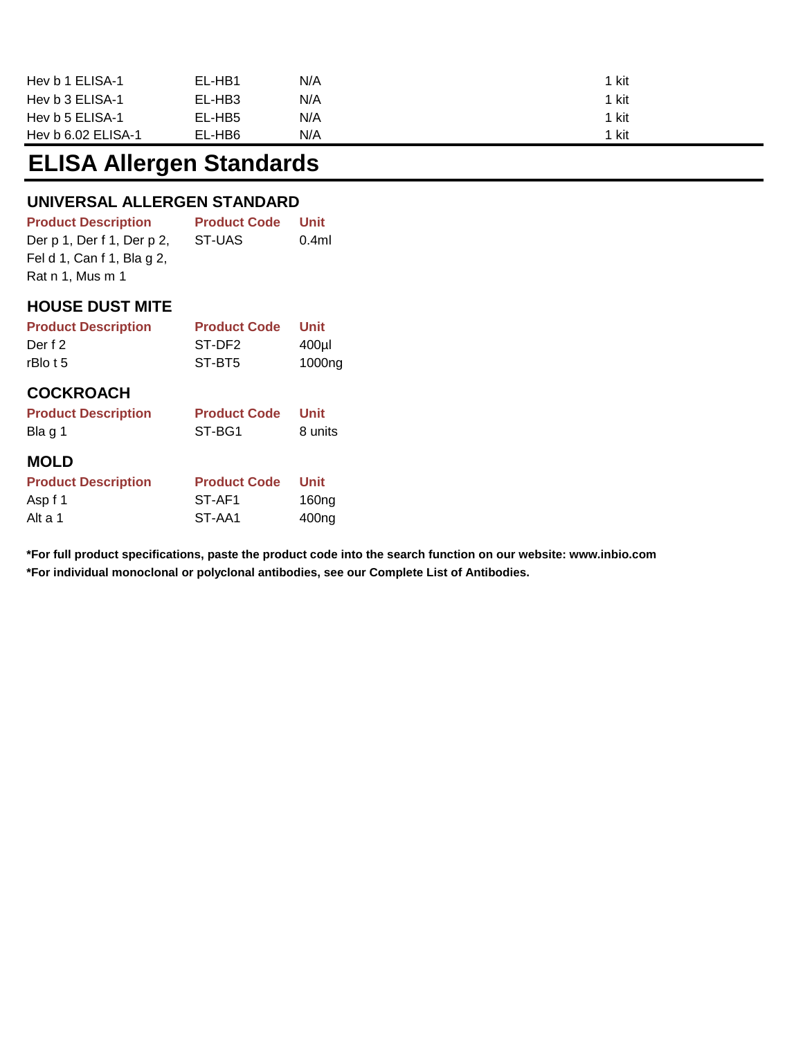| | | | |
|---|---|---|---|
| Hev b 1 ELISA-1 | EL-HB1 | N/A | 1 kit |
| Hev b 3 ELISA-1 | EL-HB3 | N/A | 1 kit |
| Hev b 5 ELISA-1 | EL-HB5 | N/A | 1 kit |
| Hev b 6.02 ELISA-1 | EL-HB6 | N/A | 1 kit |

# ELISA Allergen Standards

### UNIVERSAL ALLERGEN STANDARD

| Product Description | Product Code | Unit |
|---|---|---|
| Der p 1, Der f 1, Der p 2, Fel d 1, Can f 1, Bla g 2, Rat n 1, Mus m 1 | ST-UAS | 0.4ml |

### HOUSE DUST MITE

| Product Description | Product Code | Unit |
|---|---|---|
| Der f 2 | ST-DF2 | 400µl |
| rBlo t 5 | ST-BT5 | 1000ng |

### COCKROACH

| Product Description | Product Code | Unit |
|---|---|---|
| Bla g 1 | ST-BG1 | 8 units |

### MOLD

| Product Description | Product Code | Unit |
|---|---|---|
| Asp f 1 | ST-AF1 | 160ng |
| Alt a 1 | ST-AA1 | 400ng |

**\*For full product specifications, paste the product code into the search function on our website: www.inbio.com**

**\*For individual monoclonal or polyclonal antibodies, see our Complete List of Antibodies.**